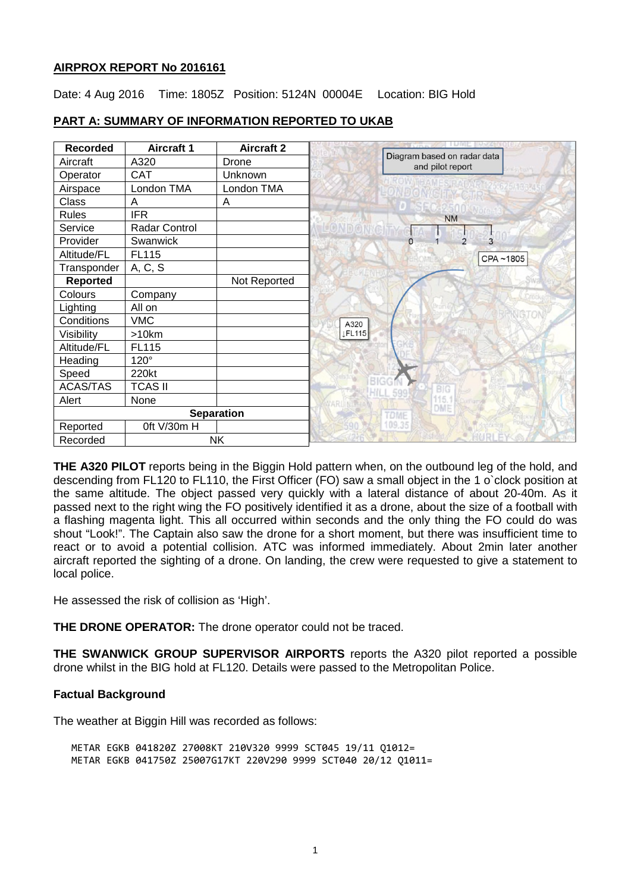**AIRPROX REPORT No 2016161**

Date: 4 Aug 2016 Time: 1805Z Position: 5124N 00004E Location: BIG Hold

**PART A: SUMMARY OF INFORMATION REPORTED TO UKAB**

| Recorded | Aircraft 1 | Aircraft 2 |
|---|---|---|
| Aircraft | A320 | Drone |
| Operator | CAT | Unknown |
| Airspace | London TMA | London TMA |
| Class | A | A |
| Rules | IFR | |
| Service | Radar Control | |
| Provider | Swanwick | |
| Altitude/FL | FL115 | |
| Transponder | A, C, S | |
| **Reported** | | Not Reported |
| Colours | Company | |
| Lighting | All on | |
| Conditions | VMC | |
| Visibility | >10km | |
| Altitude/FL | FL115 | |
| Heading | 120° | |
| Speed | 220kt | |
| ACAS/TAS | TCAS II | |
| Alert | None | |
| **Separation** | | |
| Reported | 0ft V/30m H | |
| Recorded | NK | |

Diagram based on radar data and pilot report

**THE A320 PILOT** reports being in the Biggin Hold pattern when, on the outbound leg of the hold, and descending from FL120 to FL110, the First Officer (FO) saw a small object in the 1 o`clock position at the same altitude. The object passed very quickly with a lateral distance of about 20-40m. As it passed next to the right wing the FO positively identified it as a drone, about the size of a football with a flashing magenta light. This all occurred within seconds and the only thing the FO could do was shout "Look!". The Captain also saw the drone for a short moment, but there was insufficient time to react or to avoid a potential collision. ATC was informed immediately. About 2min later another aircraft reported the sighting of a drone. On landing, the crew were requested to give a statement to local police.

He assessed the risk of collision as 'High'.

**THE DRONE OPERATOR:** The drone operator could not be traced.

**THE SWANWICK GROUP SUPERVISOR AIRPORTS** reports the A320 pilot reported a possible drone whilst in the BIG hold at FL120. Details were passed to the Metropolitan Police.

**Factual Background**

The weather at Biggin Hill was recorded as follows:

```
METAR EGKB 041820Z 27008KT 210V320 9999 SCT045 19/11 Q1012=
METAR EGKB 041750Z 25007G17KT 220V290 9999 SCT040 20/12 Q1011=
```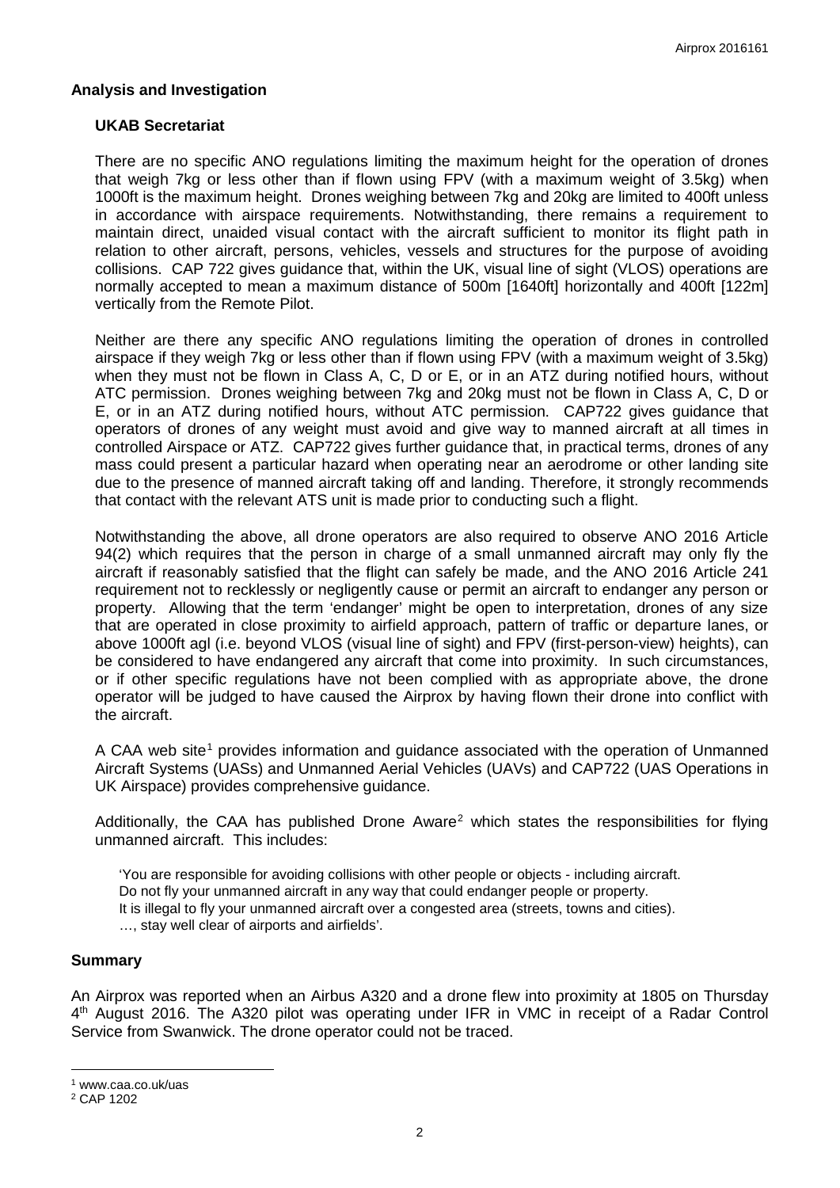## Analysis and Investigation

### UKAB Secretariat

There are no specific ANO regulations limiting the maximum height for the operation of drones that weigh 7kg or less other than if flown using FPV (with a maximum weight of 3.5kg) when 1000ft is the maximum height. Drones weighing between 7kg and 20kg are limited to 400ft unless in accordance with airspace requirements. Notwithstanding, there remains a requirement to maintain direct, unaided visual contact with the aircraft sufficient to monitor its flight path in relation to other aircraft, persons, vehicles, vessels and structures for the purpose of avoiding collisions. CAP 722 gives guidance that, within the UK, visual line of sight (VLOS) operations are normally accepted to mean a maximum distance of 500m [1640ft] horizontally and 400ft [122m] vertically from the Remote Pilot.

Neither are there any specific ANO regulations limiting the operation of drones in controlled airspace if they weigh 7kg or less other than if flown using FPV (with a maximum weight of 3.5kg) when they must not be flown in Class A, C, D or E, or in an ATZ during notified hours, without ATC permission. Drones weighing between 7kg and 20kg must not be flown in Class A, C, D or E, or in an ATZ during notified hours, without ATC permission. CAP722 gives guidance that operators of drones of any weight must avoid and give way to manned aircraft at all times in controlled Airspace or ATZ. CAP722 gives further guidance that, in practical terms, drones of any mass could present a particular hazard when operating near an aerodrome or other landing site due to the presence of manned aircraft taking off and landing. Therefore, it strongly recommends that contact with the relevant ATS unit is made prior to conducting such a flight.

Notwithstanding the above, all drone operators are also required to observe ANO 2016 Article 94(2) which requires that the person in charge of a small unmanned aircraft may only fly the aircraft if reasonably satisfied that the flight can safely be made, and the ANO 2016 Article 241 requirement not to recklessly or negligently cause or permit an aircraft to endanger any person or property. Allowing that the term 'endanger' might be open to interpretation, drones of any size that are operated in close proximity to airfield approach, pattern of traffic or departure lanes, or above 1000ft agl (i.e. beyond VLOS (visual line of sight) and FPV (first-person-view) heights), can be considered to have endangered any aircraft that come into proximity. In such circumstances, or if other specific regulations have not been complied with as appropriate above, the drone operator will be judged to have caused the Airprox by having flown their drone into conflict with the aircraft.

A CAA web site[1] provides information and guidance associated with the operation of Unmanned Aircraft Systems (UASs) and Unmanned Aerial Vehicles (UAVs) and CAP722 (UAS Operations in UK Airspace) provides comprehensive guidance.

Additionally, the CAA has published Drone Aware[2] which states the responsibilities for flying unmanned aircraft. This includes:

> 'You are responsible for avoiding collisions with other people or objects - including aircraft.
> Do not fly your unmanned aircraft in any way that could endanger people or property.
> It is illegal to fly your unmanned aircraft over a congested area (streets, towns and cities).
> …, stay well clear of airports and airfields'.

## Summary

An Airprox was reported when an Airbus A320 and a drone flew into proximity at 1805 on Thursday 4th August 2016. The A320 pilot was operating under IFR in VMC in receipt of a Radar Control Service from Swanwick. The drone operator could not be traced.

---

[1] www.caa.co.uk/uas

[2] CAP 1202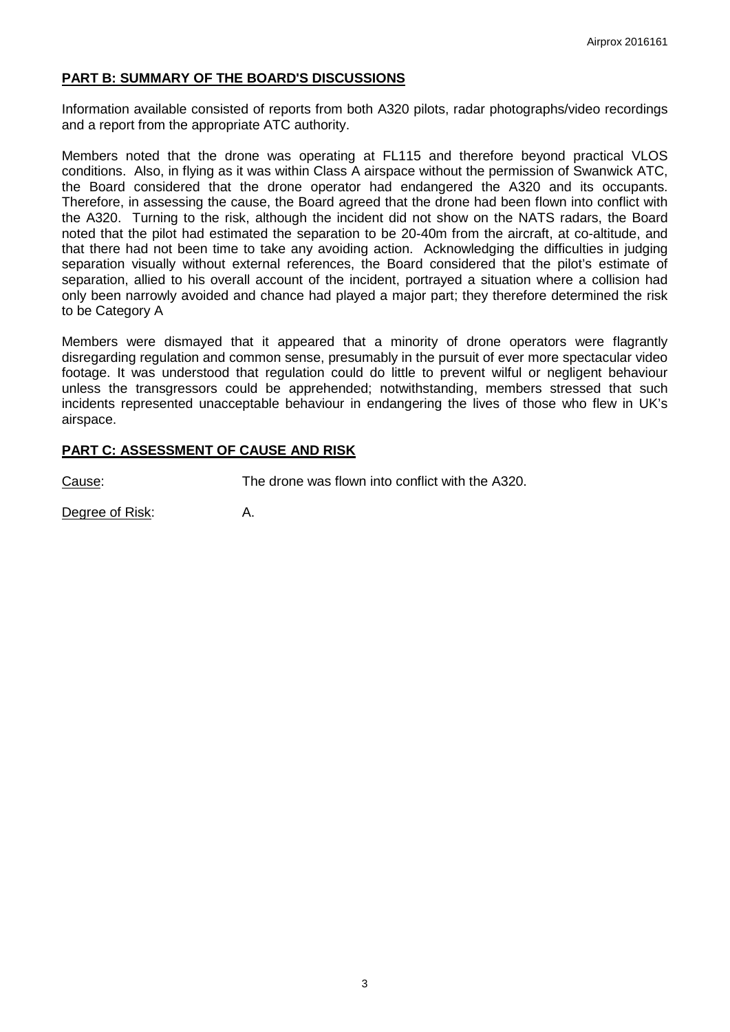## PART B: SUMMARY OF THE BOARD'S DISCUSSIONS

Information available consisted of reports from both A320 pilots, radar photographs/video recordings and a report from the appropriate ATC authority.

Members noted that the drone was operating at FL115 and therefore beyond practical VLOS conditions. Also, in flying as it was within Class A airspace without the permission of Swanwick ATC, the Board considered that the drone operator had endangered the A320 and its occupants. Therefore, in assessing the cause, the Board agreed that the drone had been flown into conflict with the A320. Turning to the risk, although the incident did not show on the NATS radars, the Board noted that the pilot had estimated the separation to be 20-40m from the aircraft, at co-altitude, and that there had not been time to take any avoiding action. Acknowledging the difficulties in judging separation visually without external references, the Board considered that the pilot's estimate of separation, allied to his overall account of the incident, portrayed a situation where a collision had only been narrowly avoided and chance had played a major part; they therefore determined the risk to be Category A

Members were dismayed that it appeared that a minority of drone operators were flagrantly disregarding regulation and common sense, presumably in the pursuit of ever more spectacular video footage. It was understood that regulation could do little to prevent wilful or negligent behaviour unless the transgressors could be apprehended; notwithstanding, members stressed that such incidents represented unacceptable behaviour in endangering the lives of those who flew in UK's airspace.

## PART C: ASSESSMENT OF CAUSE AND RISK

Cause: The drone was flown into conflict with the A320.

Degree of Risk: A.